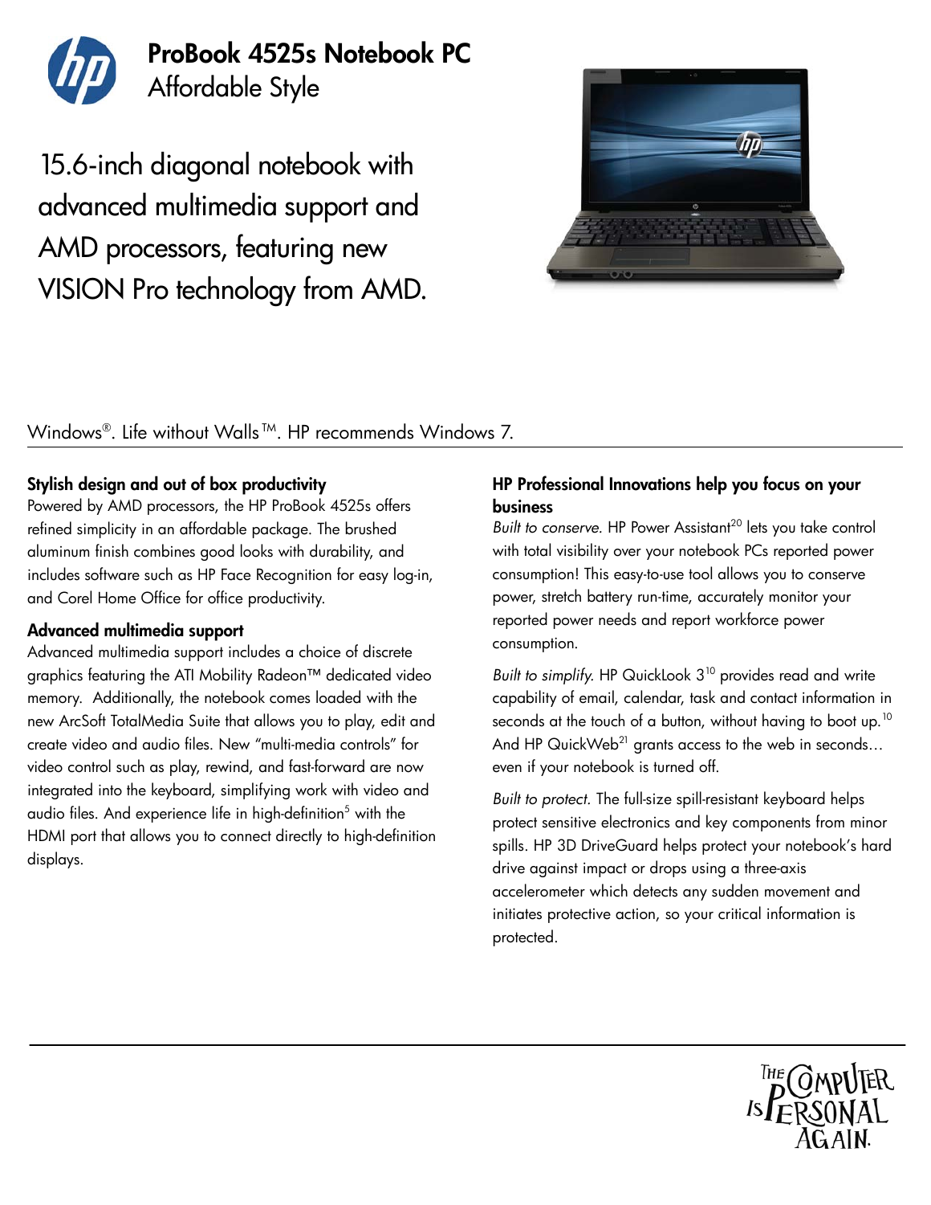# ProBook 4525s Notebook PC

Affordable Style

15.6-inch diagonal notebook with advanced multimedia support and AMD processors, featuring new VISION Pro technology from AMD.

Windows®. Life without Walls™. HP recommends Windows 7.

## Stylish design and out of box productivity

Powered by AMD processors, the HP ProBook 4525s offers refined simplicity in an affordable package. The brushed aluminum finish combines good looks with durability, and includes software such as HP Face Recognition for easy log-in, and Corel Home Office for office productivity.

## Advanced multimedia support

Advanced multimedia support includes a choice of discrete graphics featuring the ATI Mobility Radeon™ dedicated video memory. Additionally, the notebook comes loaded with the new ArcSoft TotalMedia Suite that allows you to play, edit and create video and audio files. New "multi-media controls" for video control such as play, rewind, and fast-forward are now integrated into the keyboard, simplifying work with video and audio files. And experience life in high-definition[5] with the HDMI port that allows you to connect directly to high-definition displays.

## HP Professional Innovations help you focus on your business

*Built to conserve.* HP Power Assistant[20] lets you take control with total visibility over your notebook PCs reported power consumption! This easy-to-use tool allows you to conserve power, stretch battery run-time, accurately monitor your reported power needs and report workforce power consumption.

*Built to simplify.* HP QuickLook 3[10] provides read and write capability of email, calendar, task and contact information in seconds at the touch of a button, without having to boot up.[10] And HP QuickWeb[21] grants access to the web in seconds… even if your notebook is turned off.

*Built to protect.* The full-size spill-resistant keyboard helps protect sensitive electronics and key components from minor spills. HP 3D DriveGuard helps protect your notebook's hard drive against impact or drops using a three-axis accelerometer which detects any sudden movement and initiates protective action, so your critical information is protected.

THE COMPUTER IS PERSONAL AGAIN.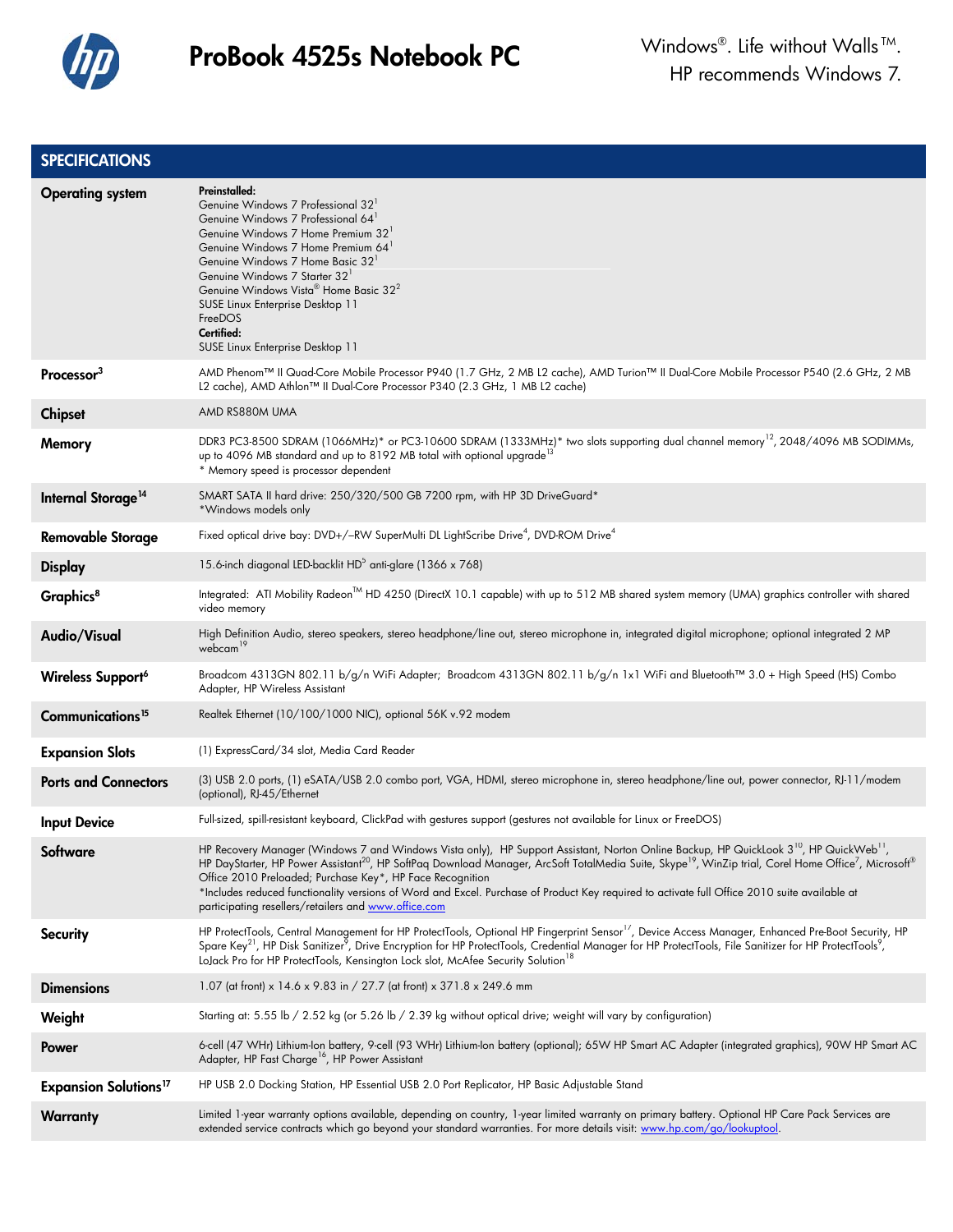# ProBook 4525s Notebook PC

Windows®. Life without Walls™.
HP recommends Windows 7.

## SPECIFICATIONS

| | |
|---|---|
| **Operating system** | **Preinstalled:**<br>Genuine Windows 7 Professional 32[1]<br>Genuine Windows 7 Professional 64[1]<br>Genuine Windows 7 Home Premium 32[1]<br>Genuine Windows 7 Home Premium 64[1]<br>Genuine Windows 7 Home Basic 32[1]<br>Genuine Windows 7 Starter 32[1]<br>Genuine Windows Vista® Home Basic 32[2]<br>SUSE Linux Enterprise Desktop 11<br>FreeDOS<br>**Certified:**<br>SUSE Linux Enterprise Desktop 11 |
| **Processor[3]** | AMD Phenom™ II Quad-Core Mobile Processor P940 (1.7 GHz, 2 MB L2 cache), AMD Turion™ II Dual-Core Mobile Processor P540 (2.6 GHz, 2 MB L2 cache), AMD Athlon™ II Dual-Core Processor P340 (2.3 GHz, 1 MB L2 cache) |
| **Chipset** | AMD RS880M UMA |
| **Memory** | DDR3 PC3-8500 SDRAM (1066MHz)* or PC3-10600 SDRAM (1333MHz)* two slots supporting dual channel memory[12], 2048/4096 MB SODIMMs, up to 4096 MB standard and up to 8192 MB total with optional upgrade[13]<br>* Memory speed is processor dependent |
| **Internal Storage[14]** | SMART SATA II hard drive: 250/320/500 GB 7200 rpm, with HP 3D DriveGuard*<br>*Windows models only |
| **Removable Storage** | Fixed optical drive bay: DVD+/–RW SuperMulti DL LightScribe Drive[4], DVD-ROM Drive[4] |
| **Display** | 15.6-inch diagonal LED-backlit HD[5] anti-glare (1366 x 768) |
| **Graphics[8]** | Integrated: ATI Mobility Radeon™ HD 4250 (DirectX 10.1 capable) with up to 512 MB shared system memory (UMA) graphics controller with shared video memory |
| **Audio/Visual** | High Definition Audio, stereo speakers, stereo headphone/line out, stereo microphone in, integrated digital microphone; optional integrated 2 MP webcam[19] |
| **Wireless Support[6]** | Broadcom 4313GN 802.11 b/g/n WiFi Adapter; Broadcom 4313GN 802.11 b/g/n 1x1 WiFi and Bluetooth™ 3.0 + High Speed (HS) Combo Adapter, HP Wireless Assistant |
| **Communications[15]** | Realtek Ethernet (10/100/1000 NIC), optional 56K v.92 modem |
| **Expansion Slots** | (1) ExpressCard/34 slot, Media Card Reader |
| **Ports and Connectors** | (3) USB 2.0 ports, (1) eSATA/USB 2.0 combo port, VGA, HDMI, stereo microphone in, stereo headphone/line out, power connector, RJ-11/modem (optional), RJ-45/Ethernet |
| **Input Device** | Full-sized, spill-resistant keyboard, ClickPad with gestures support (gestures not available for Linux or FreeDOS) |
| **Software** | HP Recovery Manager (Windows 7 and Windows Vista only), HP Support Assistant, Norton Online Backup, HP QuickLook 3[10], HP QuickWeb[11], HP DayStarter, HP Power Assistant[20], HP SoftPaq Download Manager, ArcSoft TotalMedia Suite, Skype[19], WinZip trial, Corel Home Office[7], Microsoft® Office 2010 Preloaded; Purchase Key*, HP Face Recognition<br>*Includes reduced functionality versions of Word and Excel. Purchase of Product Key required to activate full Office 2010 suite available at participating resellers/retailers and www.office.com |
| **Security** | HP ProtectTools, Central Management for HP ProtectTools, Optional HP Fingerprint Sensor[17], Device Access Manager, Enhanced Pre-Boot Security, HP Spare Key[21], HP Disk Sanitizer[9], Drive Encryption for HP ProtectTools, Credential Manager for HP ProtectTools, File Sanitizer for HP ProtectTools[9], LoJack Pro for HP ProtectTools, Kensington Lock slot, McAfee Security Solution[18] |
| **Dimensions** | 1.07 (at front) x 14.6 x 9.83 in / 27.7 (at front) x 371.8 x 249.6 mm |
| **Weight** | Starting at: 5.55 lb / 2.52 kg (or 5.26 lb / 2.39 kg without optical drive; weight will vary by configuration) |
| **Power** | 6-cell (47 WHr) Lithium-Ion battery, 9-cell (93 WHr) Lithium-Ion battery (optional); 65W HP Smart AC Adapter (integrated graphics), 90W HP Smart AC Adapter, HP Fast Charge[16], HP Power Assistant |
| **Expansion Solutions[17]** | HP USB 2.0 Docking Station, HP Essential USB 2.0 Port Replicator, HP Basic Adjustable Stand |
| **Warranty** | Limited 1-year warranty options available, depending on country, 1-year limited warranty on primary battery. Optional HP Care Pack Services are extended service contracts which go beyond your standard warranties. For more details visit: www.hp.com/go/lookuptool. |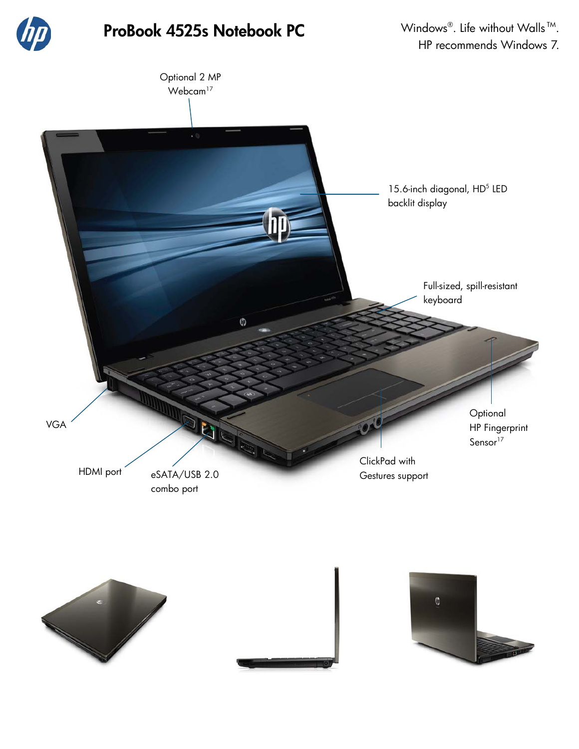# ProBook 4525s Notebook PC

Windows®. Life without Walls™.
HP recommends Windows 7.

Optional 2 MP Webcam[17]

15.6-inch diagonal, HD[5] LED backlit display

Full-sized, spill-resistant keyboard

VGA

HDMI port

eSATA/USB 2.0 combo port

ClickPad with Gestures support

Optional HP Fingerprint Sensor[17]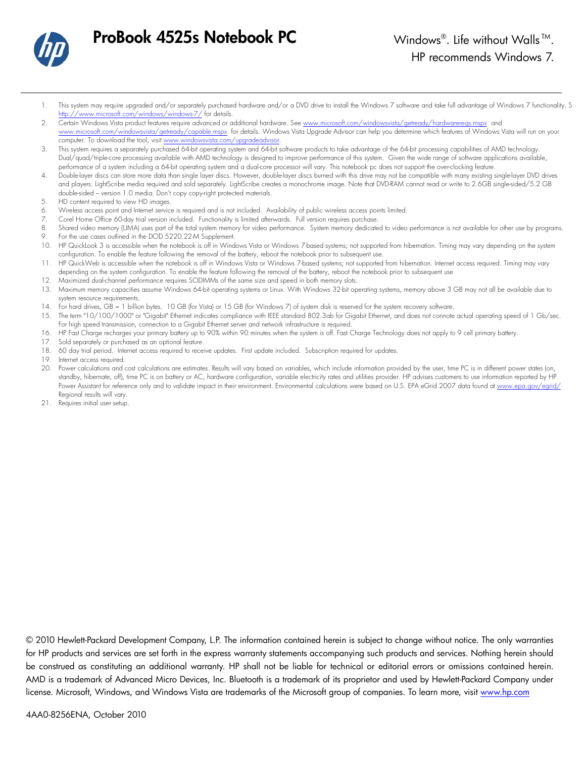# ProBook 4525s Notebook PC

Windows®. Life without Walls™.
HP recommends Windows 7.

1. This system may require upgraded and/or separately purchased hardware and/or a DVD drive to install the Windows 7 software and take full advantage of Windows 7 functionality. S http://www.microsoft.com/windows/windows-7/ for details.
2. Certain Windows Vista product features require advanced or additional hardware. See www.microsoft.com/windowsvista/getready/hardwarereqs.mspx and www.microsoft.com/windowsvista/getready/capable.mspx for details. Windows Vista Upgrade Advisor can help you determine which features of Windows Vista will run on your computer. To download the tool, visit www.windowsvista.com/upgradeadvisor.
3. This system requires a separately purchased 64-bit operating system and 64-bit software products to take advantage of the 64-bit processing capabilities of AMD technology. Dual/quad/triple-core processing available with AMD technology is designed to improve performance of this system. Given the wide range of software applications available, performance of a system including a 64-bit operating system and a dual-core processor will vary. This notebook pc does not support the over-clocking feature.
4. Double-layer discs can store more data than single layer discs. However, double-layer discs burned with this drive may not be compatible with many existing single-layer DVD drives and players. LightScribe media required and sold separately. LightScribe creates a monochrome image. Note that DVD-RAM cannot read or write to 2.6GB single-sided/5.2 GB double-sided – version 1.0 media. Don't copy copy-right protected materials.
5. HD content required to view HD images.
6. Wireless access point and Internet service is required and is not included. Availability of public wireless access points limited.
7. Corel Home Office 60-day trial version included. Functionality is limited afterwards. Full version requires purchase.
8. Shared video memory (UMA) uses part of the total system memory for video performance. System memory dedicated to video performance is not available for other use by programs.
9. For the use cases outlined in the DOD 5220.22-M Supplement.
10. HP QuickLook 3 is accessible when the notebook is off in Windows Vista or Windows 7-based systems; not supported from hibernation. Timing may vary depending on the system configuration. To enable the feature following the removal of the battery, reboot the notebook prior to subsequent use.
11. HP QuickWeb is accessible when the notebook is off in Windows Vista or Windows 7-based systems; not supported from hibernation. Internet access required. Timing may vary depending on the system configuration. To enable the feature following the removal of the battery, reboot the notebook prior to subsequent use
12. Maximized dual-channel performance requires SODIMMs of the same size and speed in both memory slots.
13. Maximum memory capacities assume Windows 64-bit operating systems or Linux. With Windows 32-bit operating systems, memory above 3 GB may not all be available due to system resource requirements.
14. For hard drives, GB = 1 billion bytes. 10 GB (for Vista) or 15 GB (for Windows 7) of system disk is reserved for the system recovery software.
15. The term "10/100/1000" or "Gigabit" Ethernet indicates compliance with IEEE standard 802.3ab for Gigabit Ethernet, and does not connote actual operating speed of 1 Gb/sec. For high speed transmission, connection to a Gigabit Ethernet server and network infrastructure is required.
16. HP Fast Charge recharges your primary battery up to 90% within 90 minutes when the system is off. Fast Charge Technology does not apply to 9 cell primary battery.
17. Sold separately or purchased as an optional feature.
18. 60 day trial period. Internet access required to receive updates. First update included. Subscription required for updates.
19. Internet access required.
20. Power calculations and cost calculations are estimates. Results will vary based on variables, which include information provided by the user, time PC is in different power states (on, standby, hibernate, off), time PC is on battery or AC, hardware configuration, variable electricity rates and utilities provider. HP advises customers to use information reported by HP Power Assistant for reference only and to validate impact in their environment. Environmental calculations were based on U.S. EPA eGrid 2007 data found at www.epa.gov/egrid/ Regional results will vary.
21. Requires initial user setup.

© 2010 Hewlett-Packard Development Company, L.P. The information contained herein is subject to change without notice. The only warranties for HP products and services are set forth in the express warranty statements accompanying such products and services. Nothing herein should be construed as constituting an additional warranty. HP shall not be liable for technical or editorial errors or omissions contained herein. AMD is a trademark of Advanced Micro Devices, Inc. Bluetooth is a trademark of its proprietor and used by Hewlett-Packard Company under license. Microsoft, Windows, and Windows Vista are trademarks of the Microsoft group of companies. To learn more, visit www.hp.com

4AA0-8256ENA, October 2010